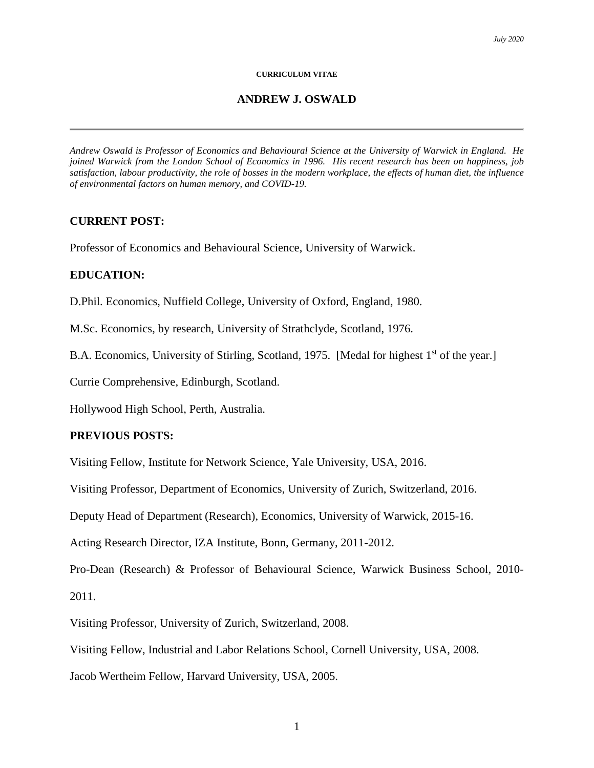*July 2020*

**CURRICULUM VITAE**

# ANDREW J. OSWALD

---

*Andrew Oswald is Professor of Economics and Behavioural Science at the University of Warwick in England. He joined Warwick from the London School of Economics in 1996. His recent research has been on happiness, job satisfaction, labour productivity, the role of bosses in the modern workplace, the effects of human diet, the influence of environmental factors on human memory, and COVID-19.*

## CURRENT POST:

Professor of Economics and Behavioural Science, University of Warwick.

## EDUCATION:

D.Phil. Economics, Nuffield College, University of Oxford, England, 1980.

M.Sc. Economics, by research, University of Strathclyde, Scotland, 1976.

B.A. Economics, University of Stirling, Scotland, 1975. [Medal for highest 1st of the year.]

Currie Comprehensive, Edinburgh, Scotland.

Hollywood High School, Perth, Australia.

## PREVIOUS POSTS:

Visiting Fellow, Institute for Network Science, Yale University, USA, 2016.

Visiting Professor, Department of Economics, University of Zurich, Switzerland, 2016.

Deputy Head of Department (Research), Economics, University of Warwick, 2015-16.

Acting Research Director, IZA Institute, Bonn, Germany, 2011-2012.

Pro-Dean (Research) & Professor of Behavioural Science, Warwick Business School, 2010-2011.

Visiting Professor, University of Zurich, Switzerland, 2008.

Visiting Fellow, Industrial and Labor Relations School, Cornell University, USA, 2008.

Jacob Wertheim Fellow, Harvard University, USA, 2005.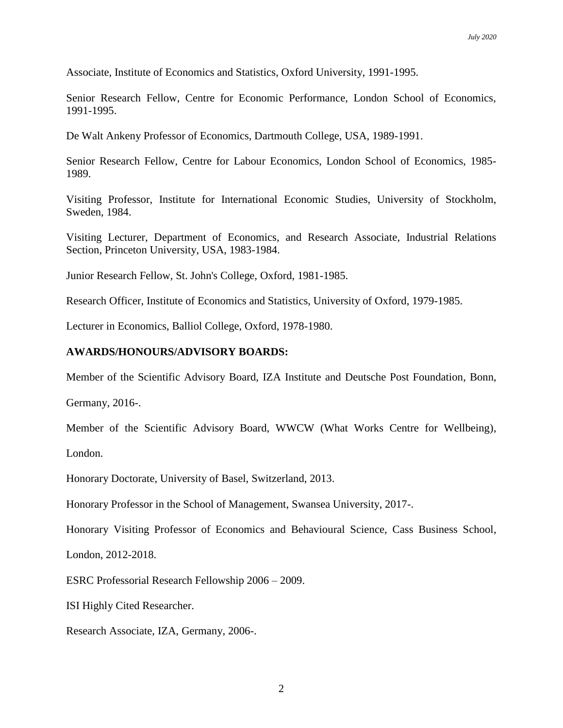Associate, Institute of Economics and Statistics, Oxford University, 1991-1995.

Senior Research Fellow, Centre for Economic Performance, London School of Economics, 1991-1995.

De Walt Ankeny Professor of Economics, Dartmouth College, USA, 1989-1991.

Senior Research Fellow, Centre for Labour Economics, London School of Economics, 1985-1989.

Visiting Professor, Institute for International Economic Studies, University of Stockholm, Sweden, 1984.

Visiting Lecturer, Department of Economics, and Research Associate, Industrial Relations Section, Princeton University, USA, 1983-1984.

Junior Research Fellow, St. John's College, Oxford, 1981-1985.

Research Officer, Institute of Economics and Statistics, University of Oxford, 1979-1985.

Lecturer in Economics, Balliol College, Oxford, 1978-1980.

**AWARDS/HONOURS/ADVISORY BOARDS:**

Member of the Scientific Advisory Board, IZA Institute and Deutsche Post Foundation, Bonn, Germany, 2016-.

Member of the Scientific Advisory Board, WWCW (What Works Centre for Wellbeing), London.

Honorary Doctorate, University of Basel, Switzerland, 2013.

Honorary Professor in the School of Management, Swansea University, 2017-.

Honorary Visiting Professor of Economics and Behavioural Science, Cass Business School, London, 2012-2018.

ESRC Professorial Research Fellowship 2006 – 2009.

ISI Highly Cited Researcher.

Research Associate, IZA, Germany, 2006-.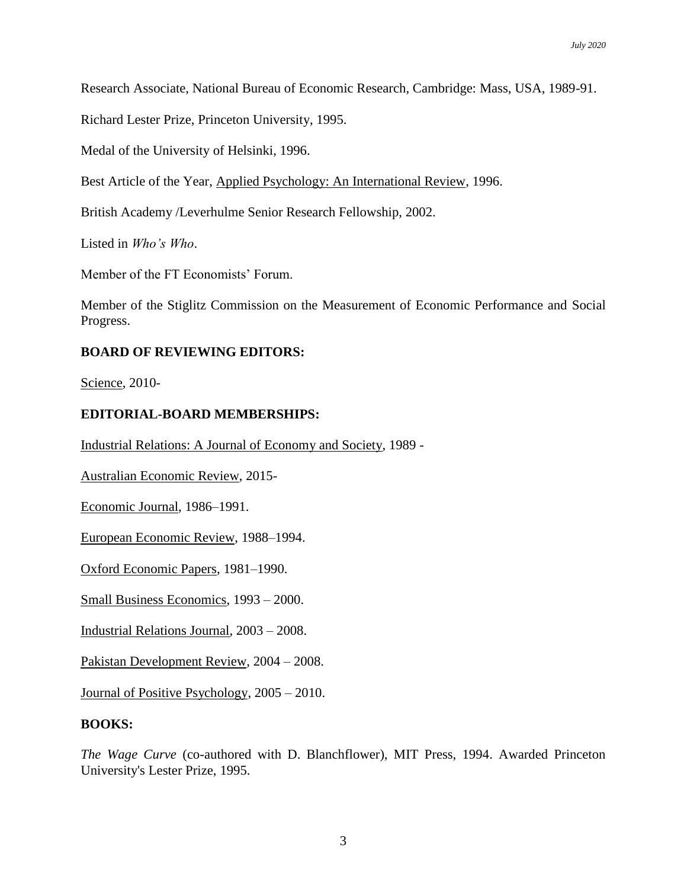Research Associate, National Bureau of Economic Research, Cambridge: Mass, USA, 1989-91.

Richard Lester Prize, Princeton University, 1995.

Medal of the University of Helsinki, 1996.

Best Article of the Year, Applied Psychology: An International Review, 1996.

British Academy /Leverhulme Senior Research Fellowship, 2002.

Listed in *Who's Who*.

Member of the FT Economists' Forum.

Member of the Stiglitz Commission on the Measurement of Economic Performance and Social Progress.

**BOARD OF REVIEWING EDITORS:**

Science, 2010-

**EDITORIAL-BOARD MEMBERSHIPS:**

Industrial Relations: A Journal of Economy and Society, 1989 -

Australian Economic Review, 2015-

Economic Journal, 1986–1991.

European Economic Review, 1988–1994.

Oxford Economic Papers, 1981–1990.

Small Business Economics, 1993 – 2000.

Industrial Relations Journal, 2003 – 2008.

Pakistan Development Review, 2004 – 2008.

Journal of Positive Psychology, 2005 – 2010.

**BOOKS:**

*The Wage Curve* (co-authored with D. Blanchflower), MIT Press, 1994. Awarded Princeton University's Lester Prize, 1995.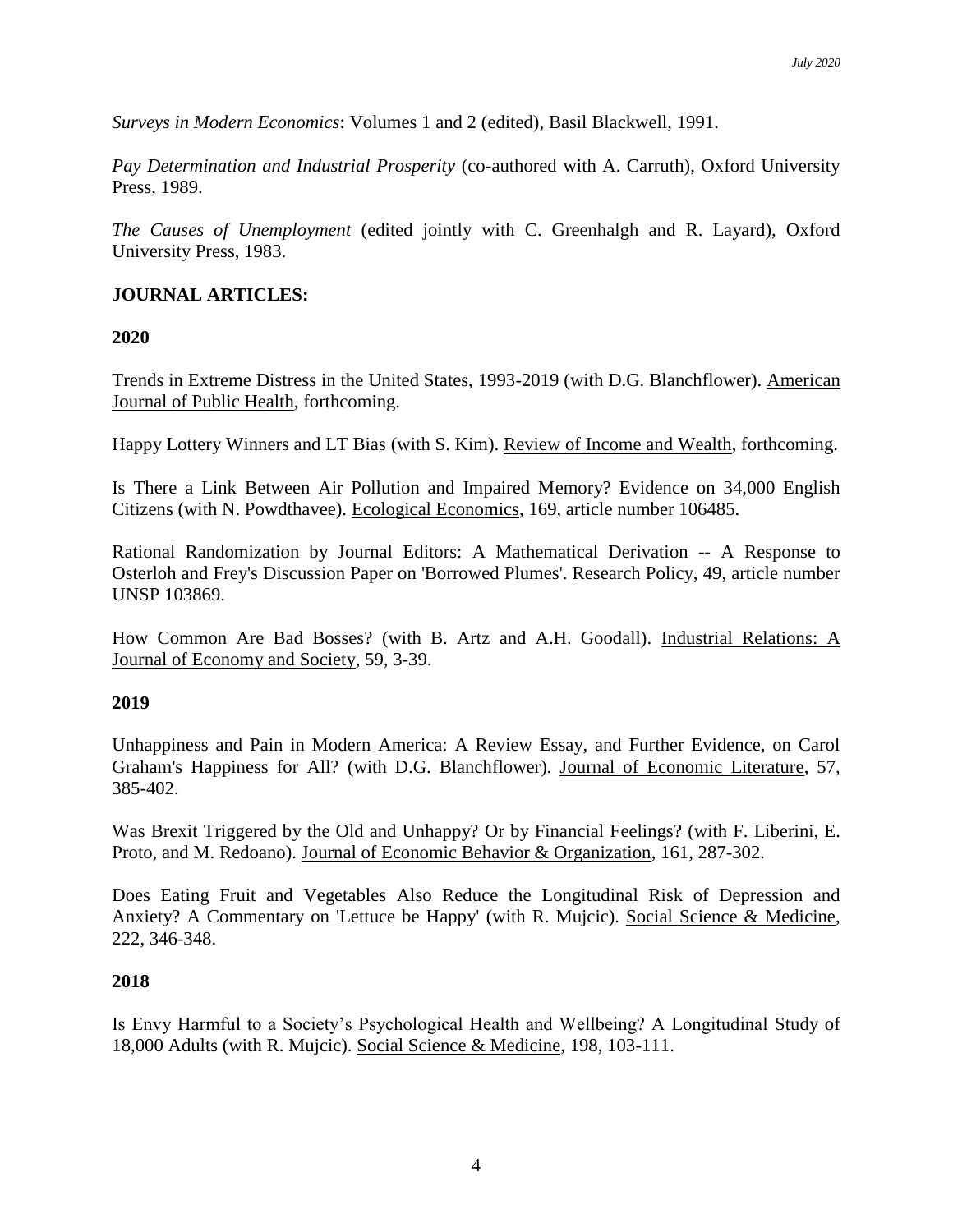*Surveys in Modern Economics*: Volumes 1 and 2 (edited), Basil Blackwell, 1991.

*Pay Determination and Industrial Prosperity* (co-authored with A. Carruth), Oxford University Press, 1989.

*The Causes of Unemployment* (edited jointly with C. Greenhalgh and R. Layard), Oxford University Press, 1983.

**JOURNAL ARTICLES:**

**2020**

Trends in Extreme Distress in the United States, 1993-2019 (with D.G. Blanchflower). American Journal of Public Health, forthcoming.

Happy Lottery Winners and LT Bias (with S. Kim). Review of Income and Wealth, forthcoming.

Is There a Link Between Air Pollution and Impaired Memory? Evidence on 34,000 English Citizens (with N. Powdthavee). Ecological Economics, 169, article number 106485.

Rational Randomization by Journal Editors: A Mathematical Derivation -- A Response to Osterloh and Frey's Discussion Paper on 'Borrowed Plumes'. Research Policy, 49, article number UNSP 103869.

How Common Are Bad Bosses? (with B. Artz and A.H. Goodall). Industrial Relations: A Journal of Economy and Society, 59, 3-39.

**2019**

Unhappiness and Pain in Modern America: A Review Essay, and Further Evidence, on Carol Graham's Happiness for All? (with D.G. Blanchflower). Journal of Economic Literature, 57, 385-402.

Was Brexit Triggered by the Old and Unhappy? Or by Financial Feelings? (with F. Liberini, E. Proto, and M. Redoano). Journal of Economic Behavior & Organization, 161, 287-302.

Does Eating Fruit and Vegetables Also Reduce the Longitudinal Risk of Depression and Anxiety? A Commentary on 'Lettuce be Happy' (with R. Mujcic). Social Science & Medicine, 222, 346-348.

**2018**

Is Envy Harmful to a Society's Psychological Health and Wellbeing? A Longitudinal Study of 18,000 Adults (with R. Mujcic). Social Science & Medicine, 198, 103-111.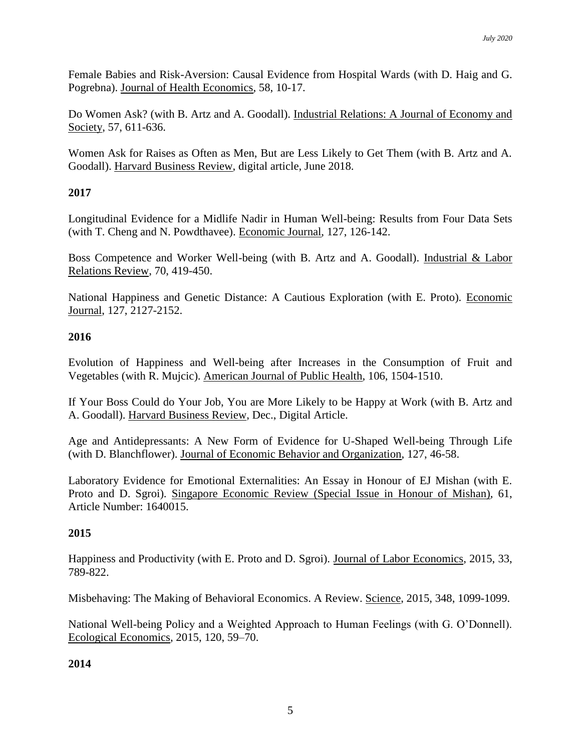Female Babies and Risk-Aversion: Causal Evidence from Hospital Wards (with D. Haig and G. Pogrebna). Journal of Health Economics, 58, 10-17.

Do Women Ask? (with B. Artz and A. Goodall). Industrial Relations: A Journal of Economy and Society, 57, 611-636.

Women Ask for Raises as Often as Men, But are Less Likely to Get Them (with B. Artz and A. Goodall). Harvard Business Review, digital article, June 2018.

**2017**

Longitudinal Evidence for a Midlife Nadir in Human Well-being: Results from Four Data Sets (with T. Cheng and N. Powdthavee). Economic Journal, 127, 126-142.

Boss Competence and Worker Well-being (with B. Artz and A. Goodall). Industrial & Labor Relations Review, 70, 419-450.

National Happiness and Genetic Distance: A Cautious Exploration (with E. Proto). Economic Journal, 127, 2127-2152.

**2016**

Evolution of Happiness and Well-being after Increases in the Consumption of Fruit and Vegetables (with R. Mujcic). American Journal of Public Health, 106, 1504-1510.

If Your Boss Could do Your Job, You are More Likely to be Happy at Work (with B. Artz and A. Goodall). Harvard Business Review, Dec., Digital Article.

Age and Antidepressants: A New Form of Evidence for U-Shaped Well-being Through Life (with D. Blanchflower). Journal of Economic Behavior and Organization, 127, 46-58.

Laboratory Evidence for Emotional Externalities: An Essay in Honour of EJ Mishan (with E. Proto and D. Sgroi). Singapore Economic Review (Special Issue in Honour of Mishan), 61, Article Number: 1640015.

**2015**

Happiness and Productivity (with E. Proto and D. Sgroi). Journal of Labor Economics, 2015, 33, 789-822.

Misbehaving: The Making of Behavioral Economics. A Review. Science, 2015, 348, 1099-1099.

National Well-being Policy and a Weighted Approach to Human Feelings (with G. O'Donnell). Ecological Economics, 2015, 120, 59–70.

**2014**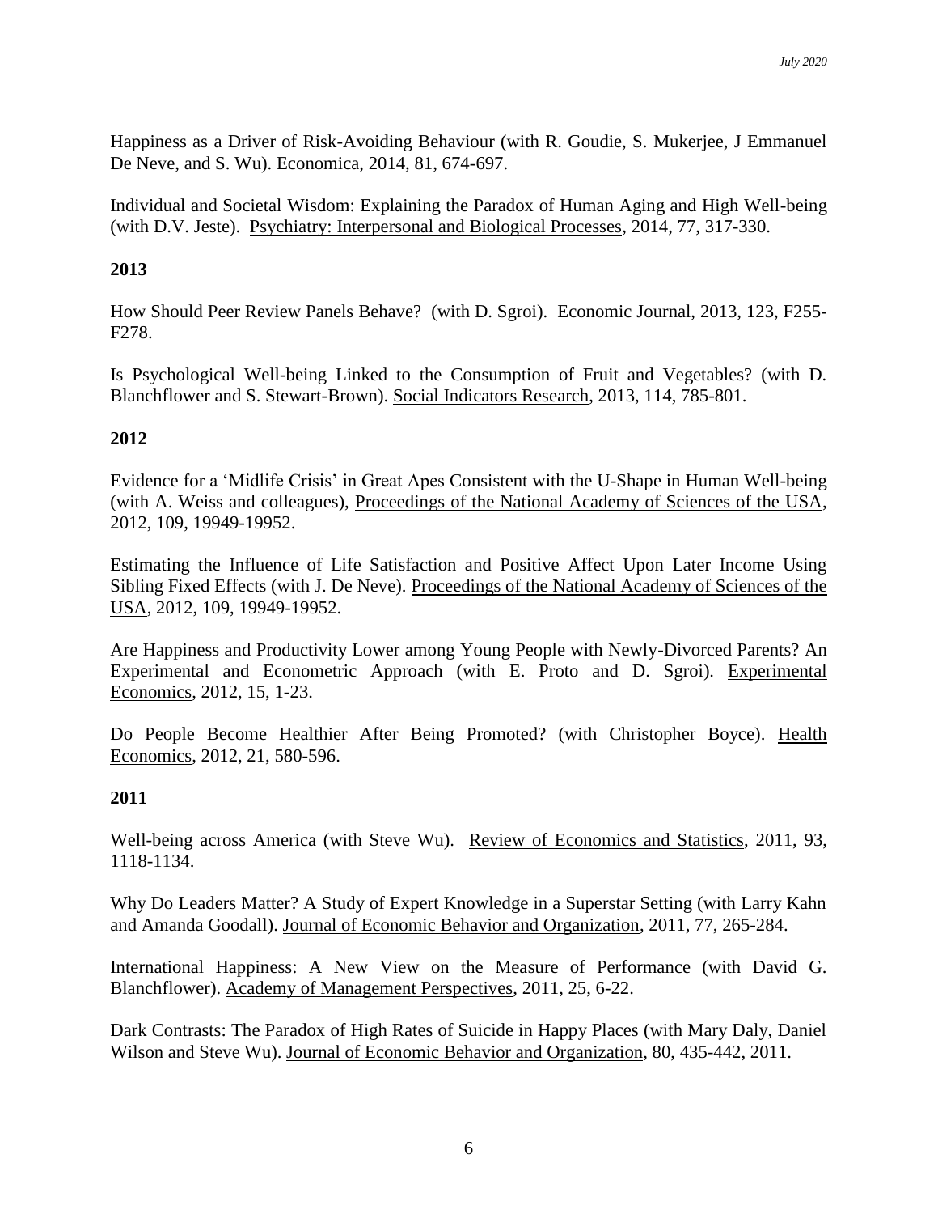Happiness as a Driver of Risk-Avoiding Behaviour (with R. Goudie, S. Mukerjee, J Emmanuel De Neve, and S. Wu). Economica, 2014, 81, 674-697.

Individual and Societal Wisdom: Explaining the Paradox of Human Aging and High Well-being (with D.V. Jeste). Psychiatry: Interpersonal and Biological Processes, 2014, 77, 317-330.

**2013**

How Should Peer Review Panels Behave? (with D. Sgroi). Economic Journal, 2013, 123, F255-F278.

Is Psychological Well-being Linked to the Consumption of Fruit and Vegetables? (with D. Blanchflower and S. Stewart-Brown). Social Indicators Research, 2013, 114, 785-801.

**2012**

Evidence for a 'Midlife Crisis' in Great Apes Consistent with the U-Shape in Human Well-being (with A. Weiss and colleagues), Proceedings of the National Academy of Sciences of the USA, 2012, 109, 19949-19952.

Estimating the Influence of Life Satisfaction and Positive Affect Upon Later Income Using Sibling Fixed Effects (with J. De Neve). Proceedings of the National Academy of Sciences of the USA, 2012, 109, 19949-19952.

Are Happiness and Productivity Lower among Young People with Newly-Divorced Parents? An Experimental and Econometric Approach (with E. Proto and D. Sgroi). Experimental Economics, 2012, 15, 1-23.

Do People Become Healthier After Being Promoted? (with Christopher Boyce). Health Economics, 2012, 21, 580-596.

**2011**

Well-being across America (with Steve Wu). Review of Economics and Statistics, 2011, 93, 1118-1134.

Why Do Leaders Matter? A Study of Expert Knowledge in a Superstar Setting (with Larry Kahn and Amanda Goodall). Journal of Economic Behavior and Organization, 2011, 77, 265-284.

International Happiness: A New View on the Measure of Performance (with David G. Blanchflower). Academy of Management Perspectives, 2011, 25, 6-22.

Dark Contrasts: The Paradox of High Rates of Suicide in Happy Places (with Mary Daly, Daniel Wilson and Steve Wu). Journal of Economic Behavior and Organization, 80, 435-442, 2011.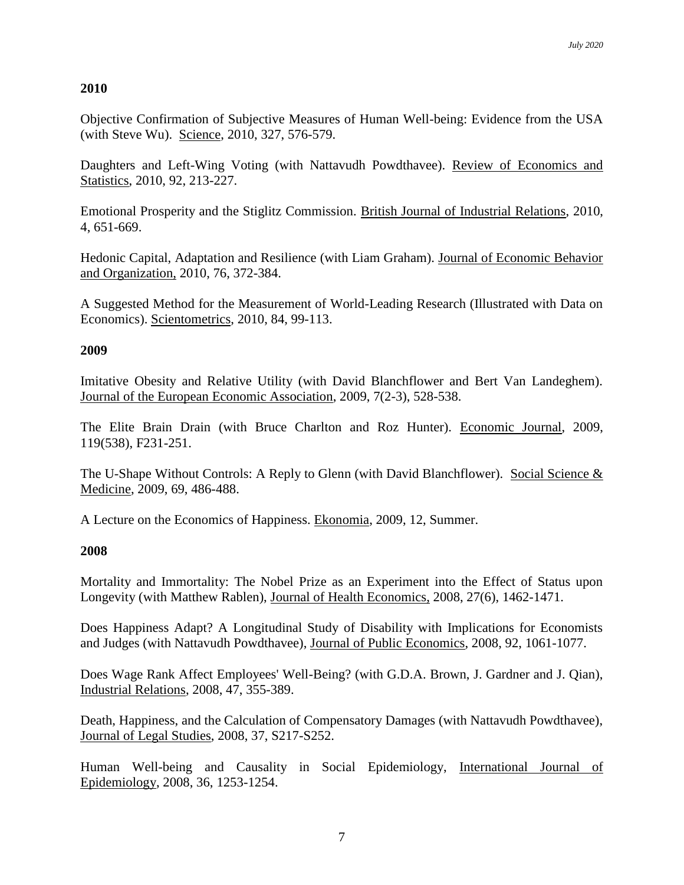**2010**

Objective Confirmation of Subjective Measures of Human Well-being: Evidence from the USA (with Steve Wu). Science, 2010, 327, 576-579.

Daughters and Left-Wing Voting (with Nattavudh Powdthavee). Review of Economics and Statistics, 2010, 92, 213-227.

Emotional Prosperity and the Stiglitz Commission. British Journal of Industrial Relations, 2010, 4, 651-669.

Hedonic Capital, Adaptation and Resilience (with Liam Graham). Journal of Economic Behavior and Organization, 2010, 76, 372-384.

A Suggested Method for the Measurement of World-Leading Research (Illustrated with Data on Economics). Scientometrics, 2010, 84, 99-113.

**2009**

Imitative Obesity and Relative Utility (with David Blanchflower and Bert Van Landeghem). Journal of the European Economic Association, 2009, 7(2-3), 528-538.

The Elite Brain Drain (with Bruce Charlton and Roz Hunter). Economic Journal, 2009, 119(538), F231-251.

The U-Shape Without Controls: A Reply to Glenn (with David Blanchflower). Social Science & Medicine, 2009, 69, 486-488.

A Lecture on the Economics of Happiness. Ekonomia, 2009, 12, Summer.

**2008**

Mortality and Immortality: The Nobel Prize as an Experiment into the Effect of Status upon Longevity (with Matthew Rablen), Journal of Health Economics, 2008, 27(6), 1462-1471.

Does Happiness Adapt? A Longitudinal Study of Disability with Implications for Economists and Judges (with Nattavudh Powdthavee), Journal of Public Economics, 2008, 92, 1061-1077.

Does Wage Rank Affect Employees' Well-Being? (with G.D.A. Brown, J. Gardner and J. Qian), Industrial Relations, 2008, 47, 355-389.

Death, Happiness, and the Calculation of Compensatory Damages (with Nattavudh Powdthavee), Journal of Legal Studies, 2008, 37, S217-S252.

Human Well-being and Causality in Social Epidemiology, International Journal of Epidemiology, 2008, 36, 1253-1254.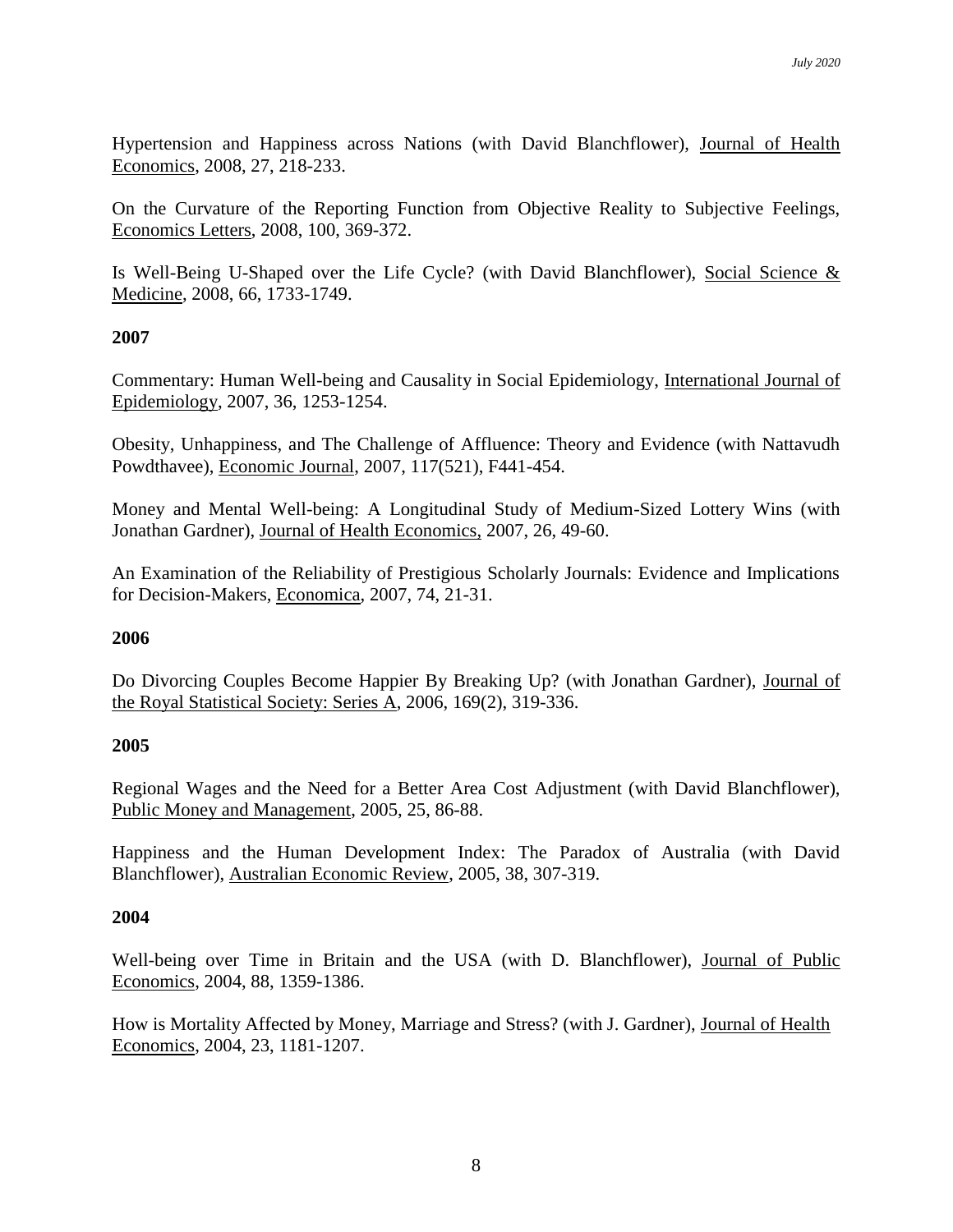Hypertension and Happiness across Nations (with David Blanchflower), Journal of Health Economics, 2008, 27, 218-233.

On the Curvature of the Reporting Function from Objective Reality to Subjective Feelings, Economics Letters, 2008, 100, 369-372.

Is Well-Being U-Shaped over the Life Cycle? (with David Blanchflower), Social Science & Medicine, 2008, 66, 1733-1749.

**2007**

Commentary: Human Well-being and Causality in Social Epidemiology, International Journal of Epidemiology, 2007, 36, 1253-1254.

Obesity, Unhappiness, and The Challenge of Affluence: Theory and Evidence (with Nattavudh Powdthavee), Economic Journal, 2007, 117(521), F441-454.

Money and Mental Well-being: A Longitudinal Study of Medium-Sized Lottery Wins (with Jonathan Gardner), Journal of Health Economics, 2007, 26, 49-60.

An Examination of the Reliability of Prestigious Scholarly Journals: Evidence and Implications for Decision-Makers, Economica, 2007, 74, 21-31.

**2006**

Do Divorcing Couples Become Happier By Breaking Up? (with Jonathan Gardner), Journal of the Royal Statistical Society: Series A, 2006, 169(2), 319-336.

**2005**

Regional Wages and the Need for a Better Area Cost Adjustment (with David Blanchflower), Public Money and Management, 2005, 25, 86-88.

Happiness and the Human Development Index: The Paradox of Australia (with David Blanchflower), Australian Economic Review, 2005, 38, 307-319.

**2004**

Well-being over Time in Britain and the USA (with D. Blanchflower), Journal of Public Economics, 2004, 88, 1359-1386.

How is Mortality Affected by Money, Marriage and Stress? (with J. Gardner), Journal of Health Economics, 2004, 23, 1181-1207.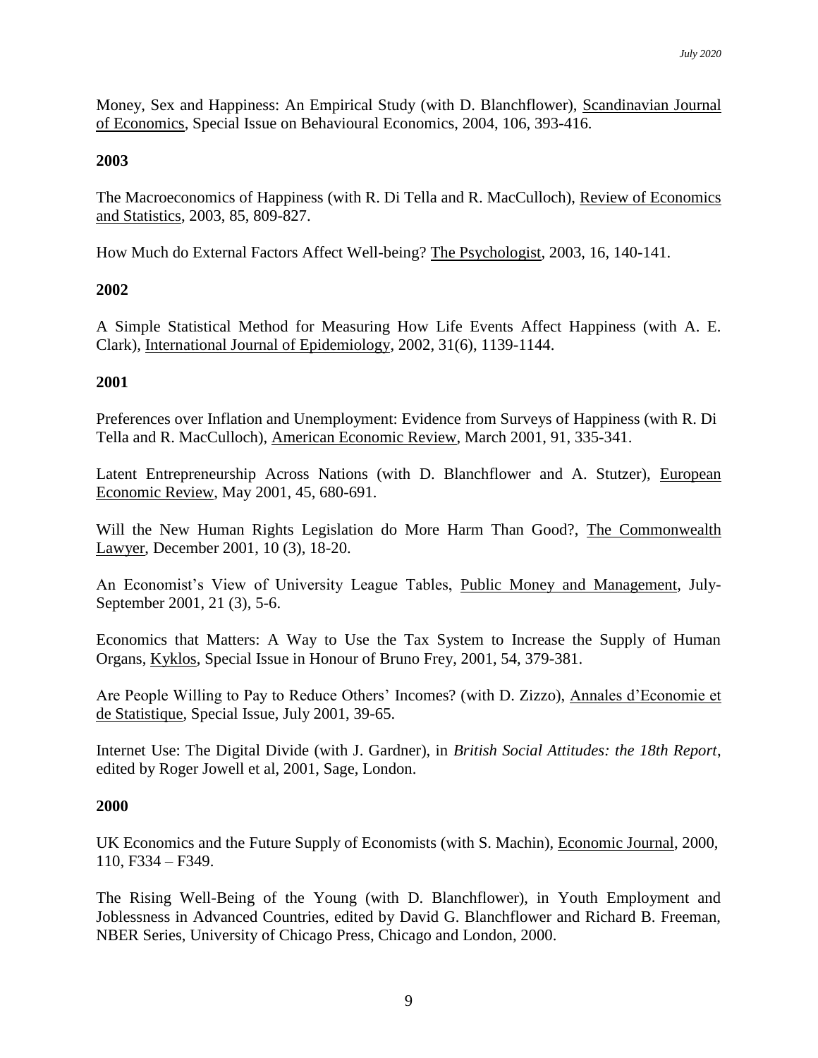Money, Sex and Happiness: An Empirical Study (with D. Blanchflower), Scandinavian Journal of Economics, Special Issue on Behavioural Economics, 2004, 106, 393-416.

**2003**

The Macroeconomics of Happiness (with R. Di Tella and R. MacCulloch), Review of Economics and Statistics, 2003, 85, 809-827.

How Much do External Factors Affect Well-being? The Psychologist, 2003, 16, 140-141.

**2002**

A Simple Statistical Method for Measuring How Life Events Affect Happiness (with A. E. Clark), International Journal of Epidemiology, 2002, 31(6), 1139-1144.

**2001**

Preferences over Inflation and Unemployment: Evidence from Surveys of Happiness (with R. Di Tella and R. MacCulloch), American Economic Review, March 2001, 91, 335-341.

Latent Entrepreneurship Across Nations (with D. Blanchflower and A. Stutzer), European Economic Review, May 2001, 45, 680-691.

Will the New Human Rights Legislation do More Harm Than Good?, The Commonwealth Lawyer, December 2001, 10 (3), 18-20.

An Economist's View of University League Tables, Public Money and Management, July-September 2001, 21 (3), 5-6.

Economics that Matters: A Way to Use the Tax System to Increase the Supply of Human Organs, Kyklos, Special Issue in Honour of Bruno Frey, 2001, 54, 379-381.

Are People Willing to Pay to Reduce Others' Incomes? (with D. Zizzo), Annales d'Economie et de Statistique, Special Issue, July 2001, 39-65.

Internet Use: The Digital Divide (with J. Gardner), in *British Social Attitudes: the 18th Report*, edited by Roger Jowell et al, 2001, Sage, London.

**2000**

UK Economics and the Future Supply of Economists (with S. Machin), Economic Journal, 2000, 110, F334 – F349.

The Rising Well-Being of the Young (with D. Blanchflower), in Youth Employment and Joblessness in Advanced Countries, edited by David G. Blanchflower and Richard B. Freeman, NBER Series, University of Chicago Press, Chicago and London, 2000.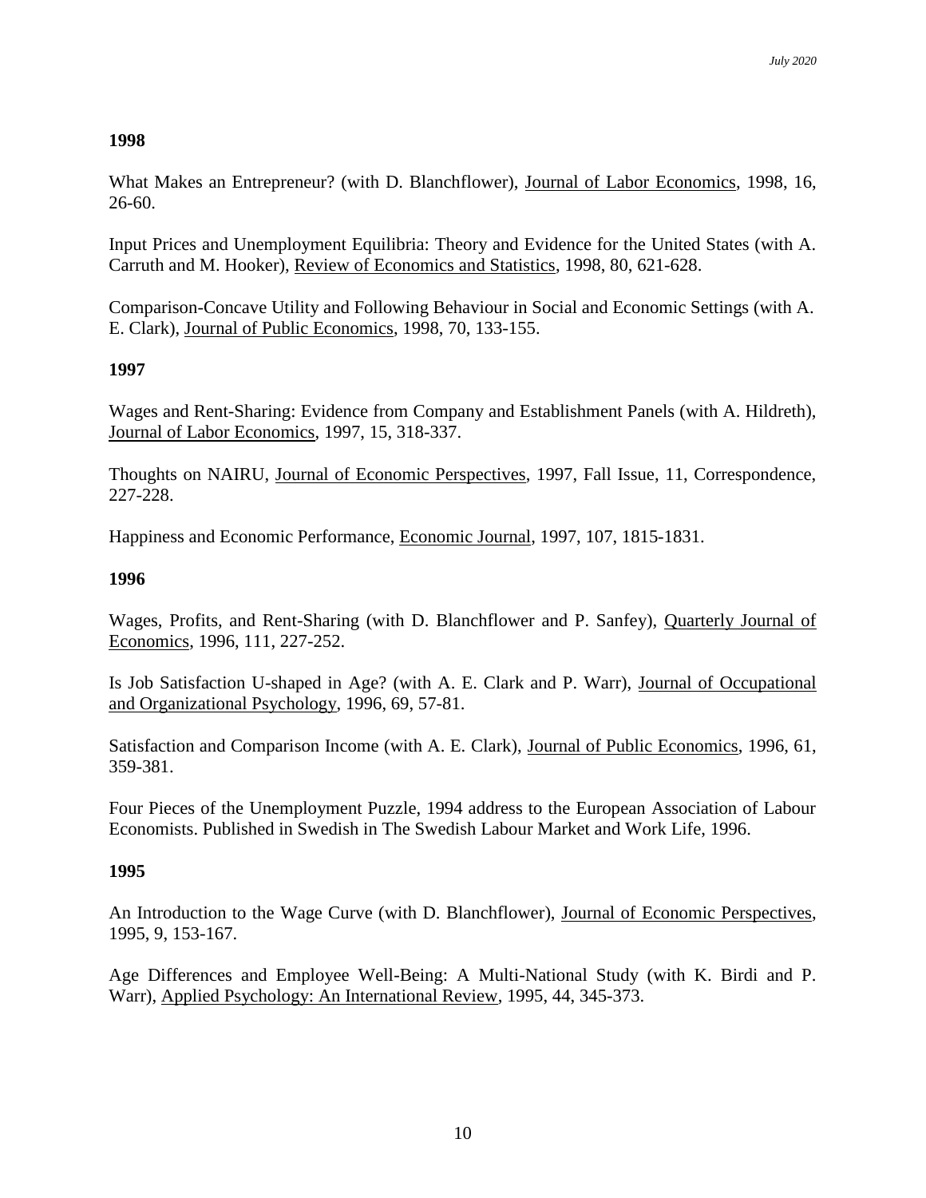**1998**

What Makes an Entrepreneur? (with D. Blanchflower), Journal of Labor Economics, 1998, 16, 26-60.

Input Prices and Unemployment Equilibria: Theory and Evidence for the United States (with A. Carruth and M. Hooker), Review of Economics and Statistics, 1998, 80, 621-628.

Comparison-Concave Utility and Following Behaviour in Social and Economic Settings (with A. E. Clark), Journal of Public Economics, 1998, 70, 133-155.

**1997**

Wages and Rent-Sharing: Evidence from Company and Establishment Panels (with A. Hildreth), Journal of Labor Economics, 1997, 15, 318-337.

Thoughts on NAIRU, Journal of Economic Perspectives, 1997, Fall Issue, 11, Correspondence, 227-228.

Happiness and Economic Performance, Economic Journal, 1997, 107, 1815-1831.

**1996**

Wages, Profits, and Rent-Sharing (with D. Blanchflower and P. Sanfey), Quarterly Journal of Economics, 1996, 111, 227-252.

Is Job Satisfaction U-shaped in Age? (with A. E. Clark and P. Warr), Journal of Occupational and Organizational Psychology, 1996, 69, 57-81.

Satisfaction and Comparison Income (with A. E. Clark), Journal of Public Economics, 1996, 61, 359-381.

Four Pieces of the Unemployment Puzzle, 1994 address to the European Association of Labour Economists. Published in Swedish in The Swedish Labour Market and Work Life, 1996.

**1995**

An Introduction to the Wage Curve (with D. Blanchflower), Journal of Economic Perspectives, 1995, 9, 153-167.

Age Differences and Employee Well-Being: A Multi-National Study (with K. Birdi and P. Warr), Applied Psychology: An International Review, 1995, 44, 345-373.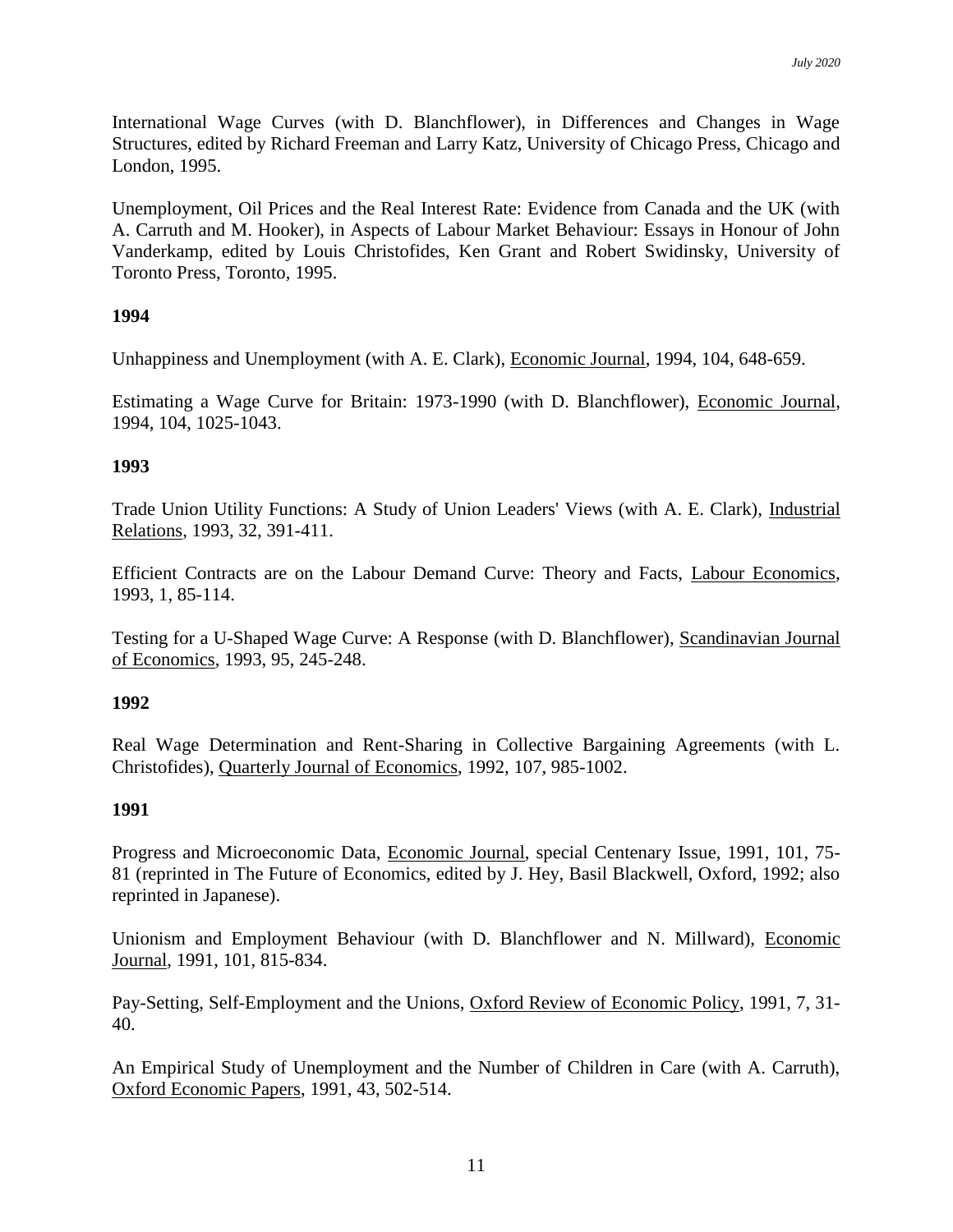International Wage Curves (with D. Blanchflower), in Differences and Changes in Wage Structures, edited by Richard Freeman and Larry Katz, University of Chicago Press, Chicago and London, 1995.

Unemployment, Oil Prices and the Real Interest Rate: Evidence from Canada and the UK (with A. Carruth and M. Hooker), in Aspects of Labour Market Behaviour: Essays in Honour of John Vanderkamp, edited by Louis Christofides, Ken Grant and Robert Swidinsky, University of Toronto Press, Toronto, 1995.

**1994**

Unhappiness and Unemployment (with A. E. Clark), Economic Journal, 1994, 104, 648-659.

Estimating a Wage Curve for Britain: 1973-1990 (with D. Blanchflower), Economic Journal, 1994, 104, 1025-1043.

**1993**

Trade Union Utility Functions: A Study of Union Leaders' Views (with A. E. Clark), Industrial Relations, 1993, 32, 391-411.

Efficient Contracts are on the Labour Demand Curve: Theory and Facts, Labour Economics, 1993, 1, 85-114.

Testing for a U-Shaped Wage Curve: A Response (with D. Blanchflower), Scandinavian Journal of Economics, 1993, 95, 245-248.

**1992**

Real Wage Determination and Rent-Sharing in Collective Bargaining Agreements (with L. Christofides), Quarterly Journal of Economics, 1992, 107, 985-1002.

**1991**

Progress and Microeconomic Data, Economic Journal, special Centenary Issue, 1991, 101, 75-81 (reprinted in The Future of Economics, edited by J. Hey, Basil Blackwell, Oxford, 1992; also reprinted in Japanese).

Unionism and Employment Behaviour (with D. Blanchflower and N. Millward), Economic Journal, 1991, 101, 815-834.

Pay-Setting, Self-Employment and the Unions, Oxford Review of Economic Policy, 1991, 7, 31-40.

An Empirical Study of Unemployment and the Number of Children in Care (with A. Carruth), Oxford Economic Papers, 1991, 43, 502-514.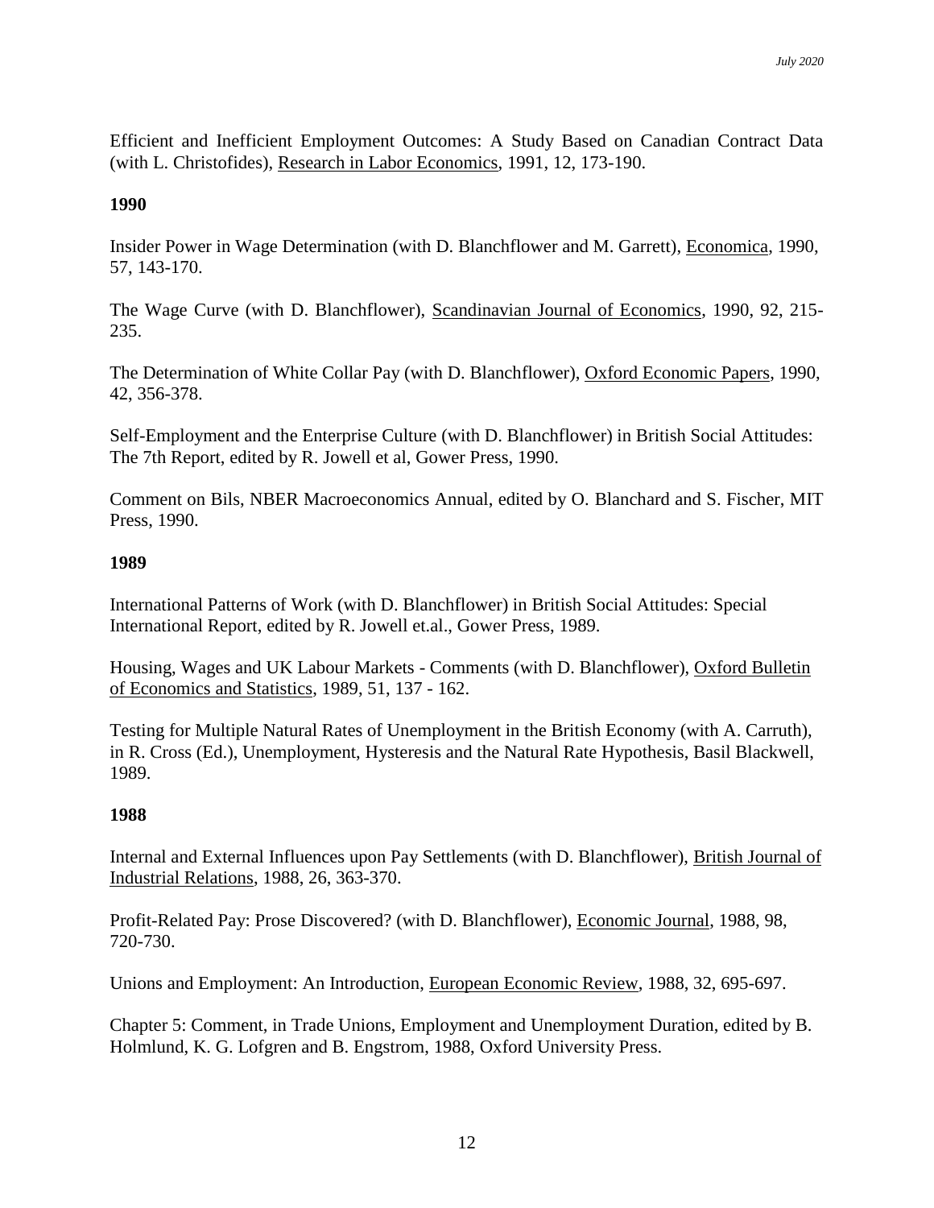Efficient and Inefficient Employment Outcomes: A Study Based on Canadian Contract Data (with L. Christofides), Research in Labor Economics, 1991, 12, 173-190.

**1990**

Insider Power in Wage Determination (with D. Blanchflower and M. Garrett), Economica, 1990, 57, 143-170.

The Wage Curve (with D. Blanchflower), Scandinavian Journal of Economics, 1990, 92, 215-235.

The Determination of White Collar Pay (with D. Blanchflower), Oxford Economic Papers, 1990, 42, 356-378.

Self-Employment and the Enterprise Culture (with D. Blanchflower) in British Social Attitudes: The 7th Report, edited by R. Jowell et al, Gower Press, 1990.

Comment on Bils, NBER Macroeconomics Annual, edited by O. Blanchard and S. Fischer, MIT Press, 1990.

**1989**

International Patterns of Work (with D. Blanchflower) in British Social Attitudes: Special International Report, edited by R. Jowell et.al., Gower Press, 1989.

Housing, Wages and UK Labour Markets - Comments (with D. Blanchflower), Oxford Bulletin of Economics and Statistics, 1989, 51, 137 - 162.

Testing for Multiple Natural Rates of Unemployment in the British Economy (with A. Carruth), in R. Cross (Ed.), Unemployment, Hysteresis and the Natural Rate Hypothesis, Basil Blackwell, 1989.

**1988**

Internal and External Influences upon Pay Settlements (with D. Blanchflower), British Journal of Industrial Relations, 1988, 26, 363-370.

Profit-Related Pay: Prose Discovered? (with D. Blanchflower), Economic Journal, 1988, 98, 720-730.

Unions and Employment: An Introduction, European Economic Review, 1988, 32, 695-697.

Chapter 5: Comment, in Trade Unions, Employment and Unemployment Duration, edited by B. Holmlund, K. G. Lofgren and B. Engstrom, 1988, Oxford University Press.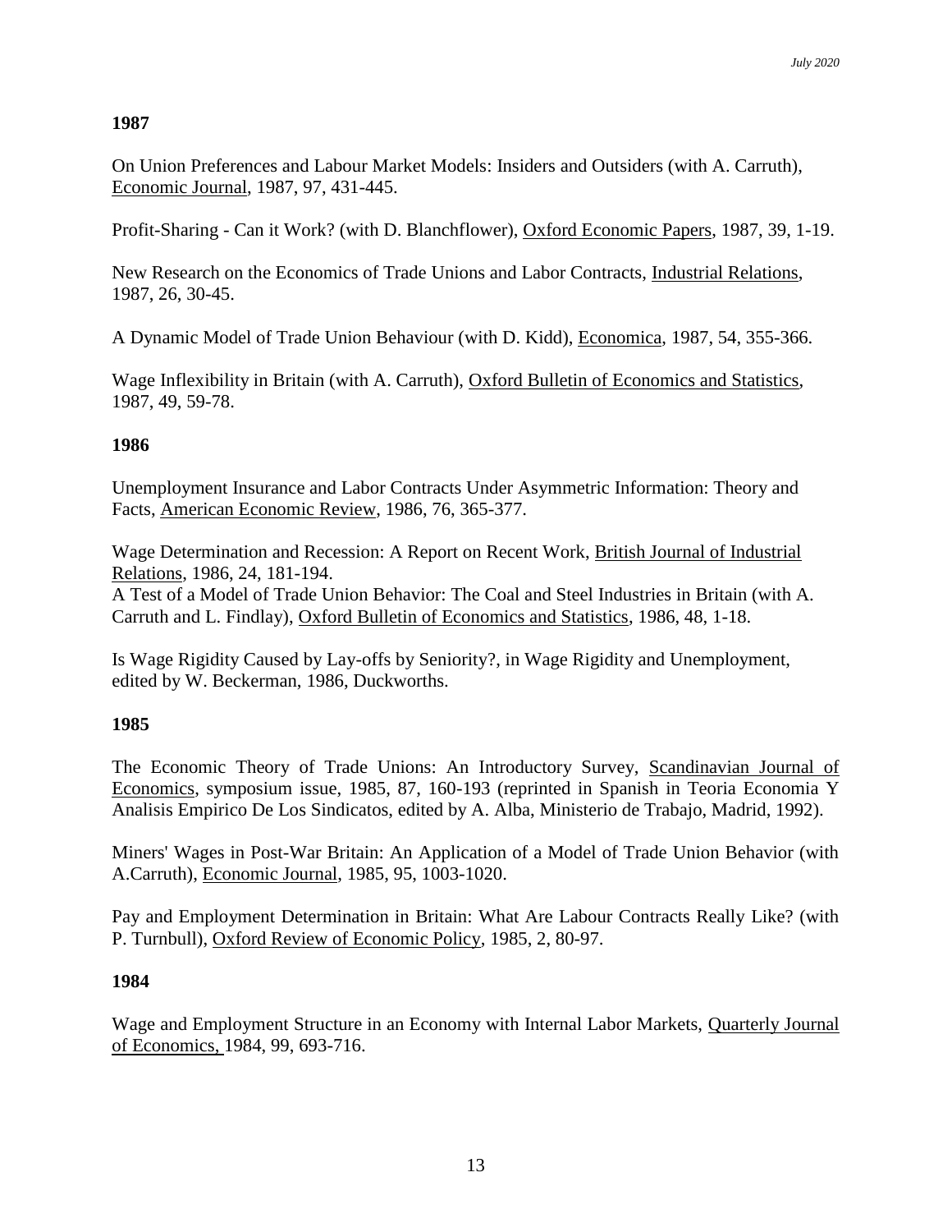### 1987

On Union Preferences and Labour Market Models: Insiders and Outsiders (with A. Carruth), Economic Journal, 1987, 97, 431-445.

Profit-Sharing - Can it Work? (with D. Blanchflower), Oxford Economic Papers, 1987, 39, 1-19.

New Research on the Economics of Trade Unions and Labor Contracts, Industrial Relations, 1987, 26, 30-45.

A Dynamic Model of Trade Union Behaviour (with D. Kidd), Economica, 1987, 54, 355-366.

Wage Inflexibility in Britain (with A. Carruth), Oxford Bulletin of Economics and Statistics, 1987, 49, 59-78.

### 1986

Unemployment Insurance and Labor Contracts Under Asymmetric Information: Theory and Facts, American Economic Review, 1986, 76, 365-377.

Wage Determination and Recession: A Report on Recent Work, British Journal of Industrial Relations, 1986, 24, 181-194.

A Test of a Model of Trade Union Behavior: The Coal and Steel Industries in Britain (with A. Carruth and L. Findlay), Oxford Bulletin of Economics and Statistics, 1986, 48, 1-18.

Is Wage Rigidity Caused by Lay-offs by Seniority?, in Wage Rigidity and Unemployment, edited by W. Beckerman, 1986, Duckworths.

### 1985

The Economic Theory of Trade Unions: An Introductory Survey, Scandinavian Journal of Economics, symposium issue, 1985, 87, 160-193 (reprinted in Spanish in Teoria Economia Y Analisis Empirico De Los Sindicatos, edited by A. Alba, Ministerio de Trabajo, Madrid, 1992).

Miners' Wages in Post-War Britain: An Application of a Model of Trade Union Behavior (with A.Carruth), Economic Journal, 1985, 95, 1003-1020.

Pay and Employment Determination in Britain: What Are Labour Contracts Really Like? (with P. Turnbull), Oxford Review of Economic Policy, 1985, 2, 80-97.

### 1984

Wage and Employment Structure in an Economy with Internal Labor Markets, Quarterly Journal of Economics, 1984, 99, 693-716.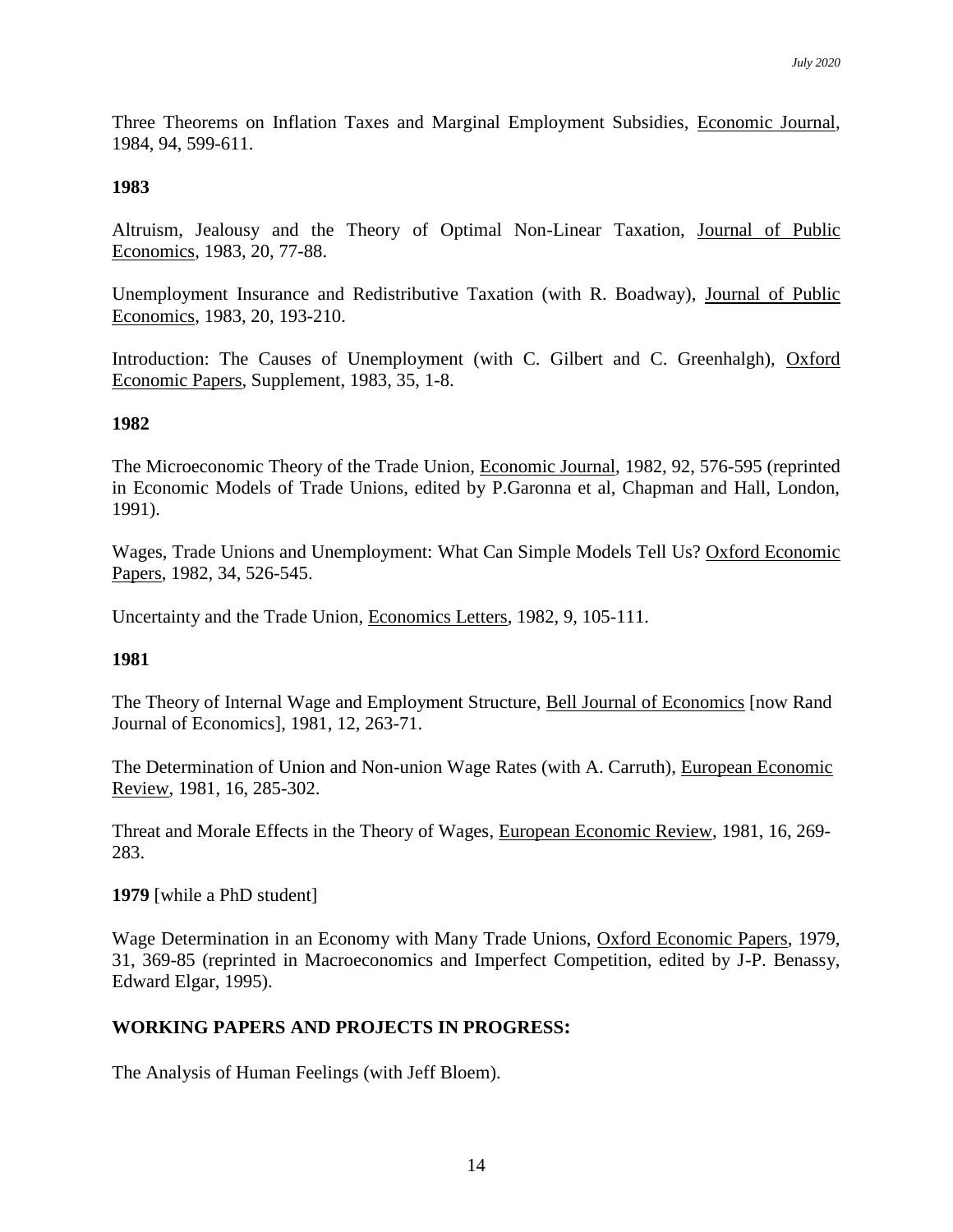Three Theorems on Inflation Taxes and Marginal Employment Subsidies, Economic Journal, 1984, 94, 599-611.

**1983**

Altruism, Jealousy and the Theory of Optimal Non-Linear Taxation, Journal of Public Economics, 1983, 20, 77-88.

Unemployment Insurance and Redistributive Taxation (with R. Boadway), Journal of Public Economics, 1983, 20, 193-210.

Introduction: The Causes of Unemployment (with C. Gilbert and C. Greenhalgh), Oxford Economic Papers, Supplement, 1983, 35, 1-8.

**1982**

The Microeconomic Theory of the Trade Union, Economic Journal, 1982, 92, 576-595 (reprinted in Economic Models of Trade Unions, edited by P.Garonna et al, Chapman and Hall, London, 1991).

Wages, Trade Unions and Unemployment: What Can Simple Models Tell Us? Oxford Economic Papers, 1982, 34, 526-545.

Uncertainty and the Trade Union, Economics Letters, 1982, 9, 105-111.

**1981**

The Theory of Internal Wage and Employment Structure, Bell Journal of Economics [now Rand Journal of Economics], 1981, 12, 263-71.

The Determination of Union and Non-union Wage Rates (with A. Carruth), European Economic Review, 1981, 16, 285-302.

Threat and Morale Effects in the Theory of Wages, European Economic Review, 1981, 16, 269-283.

**1979** [while a PhD student]

Wage Determination in an Economy with Many Trade Unions, Oxford Economic Papers, 1979, 31, 369-85 (reprinted in Macroeconomics and Imperfect Competition, edited by J-P. Benassy, Edward Elgar, 1995).

**WORKING PAPERS AND PROJECTS IN PROGRESS:**

The Analysis of Human Feelings (with Jeff Bloem).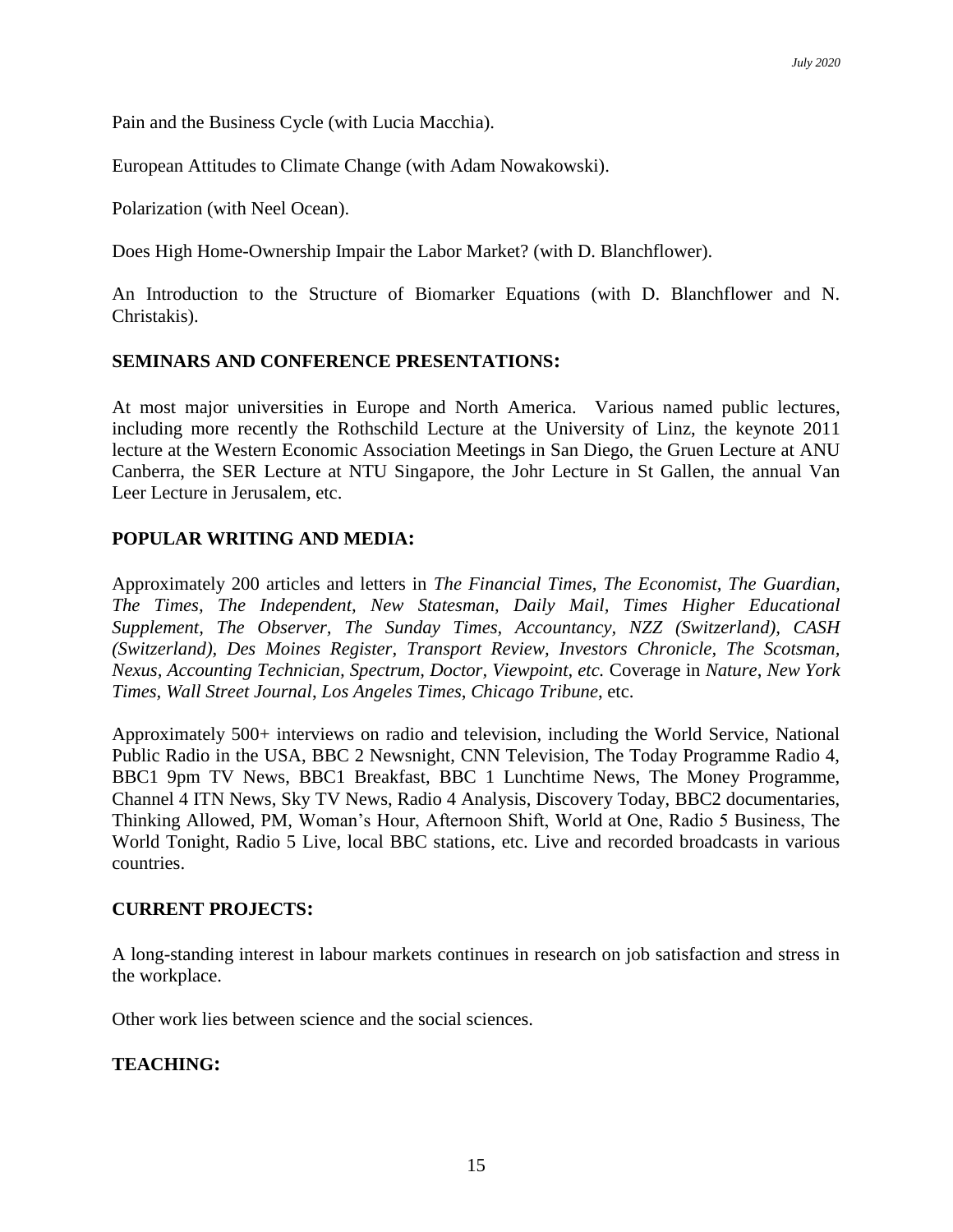Pain and the Business Cycle (with Lucia Macchia).

European Attitudes to Climate Change (with Adam Nowakowski).

Polarization (with Neel Ocean).

Does High Home-Ownership Impair the Labor Market? (with D. Blanchflower).

An Introduction to the Structure of Biomarker Equations (with D. Blanchflower and N. Christakis).

## SEMINARS AND CONFERENCE PRESENTATIONS:

At most major universities in Europe and North America. Various named public lectures, including more recently the Rothschild Lecture at the University of Linz, the keynote 2011 lecture at the Western Economic Association Meetings in San Diego, the Gruen Lecture at ANU Canberra, the SER Lecture at NTU Singapore, the Johr Lecture in St Gallen, the annual Van Leer Lecture in Jerusalem, etc.

## POPULAR WRITING AND MEDIA:

Approximately 200 articles and letters in *The Financial Times, The Economist, The Guardian, The Times, The Independent, New Statesman, Daily Mail, Times Higher Educational Supplement, The Observer, The Sunday Times, Accountancy, NZZ (Switzerland), CASH (Switzerland), Des Moines Register, Transport Review, Investors Chronicle, The Scotsman, Nexus, Accounting Technician, Spectrum, Doctor, Viewpoint, etc.* Coverage in *Nature*, *New York Times*, *Wall Street Journal*, *Los Angeles Times*, *Chicago Tribune*, etc.

Approximately 500+ interviews on radio and television, including the World Service, National Public Radio in the USA, BBC 2 Newsnight, CNN Television, The Today Programme Radio 4, BBC1 9pm TV News, BBC1 Breakfast, BBC 1 Lunchtime News, The Money Programme, Channel 4 ITN News, Sky TV News, Radio 4 Analysis, Discovery Today, BBC2 documentaries, Thinking Allowed, PM, Woman's Hour, Afternoon Shift, World at One, Radio 5 Business, The World Tonight, Radio 5 Live, local BBC stations, etc. Live and recorded broadcasts in various countries.

## CURRENT PROJECTS:

A long-standing interest in labour markets continues in research on job satisfaction and stress in the workplace.

Other work lies between science and the social sciences.

## TEACHING: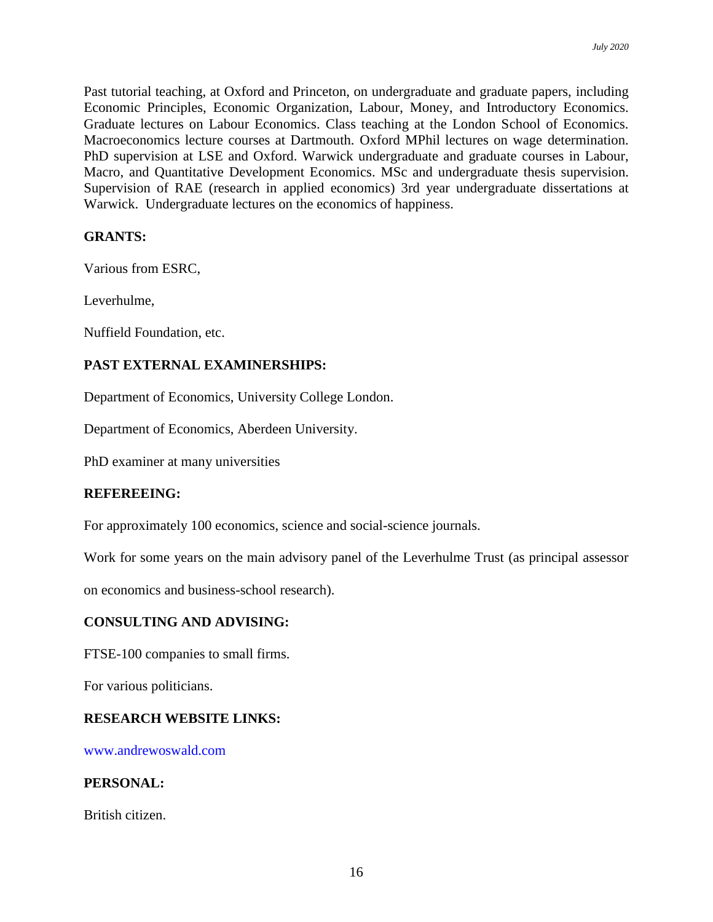Past tutorial teaching, at Oxford and Princeton, on undergraduate and graduate papers, including Economic Principles, Economic Organization, Labour, Money, and Introductory Economics. Graduate lectures on Labour Economics. Class teaching at the London School of Economics. Macroeconomics lecture courses at Dartmouth. Oxford MPhil lectures on wage determination. PhD supervision at LSE and Oxford. Warwick undergraduate and graduate courses in Labour, Macro, and Quantitative Development Economics. MSc and undergraduate thesis supervision. Supervision of RAE (research in applied economics) 3rd year undergraduate dissertations at Warwick. Undergraduate lectures on the economics of happiness.

**GRANTS:**

Various from ESRC,

Leverhulme,

Nuffield Foundation, etc.

**PAST EXTERNAL EXAMINERSHIPS:**

Department of Economics, University College London.

Department of Economics, Aberdeen University.

PhD examiner at many universities

**REFEREEING:**

For approximately 100 economics, science and social-science journals.

Work for some years on the main advisory panel of the Leverhulme Trust (as principal assessor on economics and business-school research).

**CONSULTING AND ADVISING:**

FTSE-100 companies to small firms.

For various politicians.

**RESEARCH WEBSITE LINKS:**

www.andrewoswald.com

**PERSONAL:**

British citizen.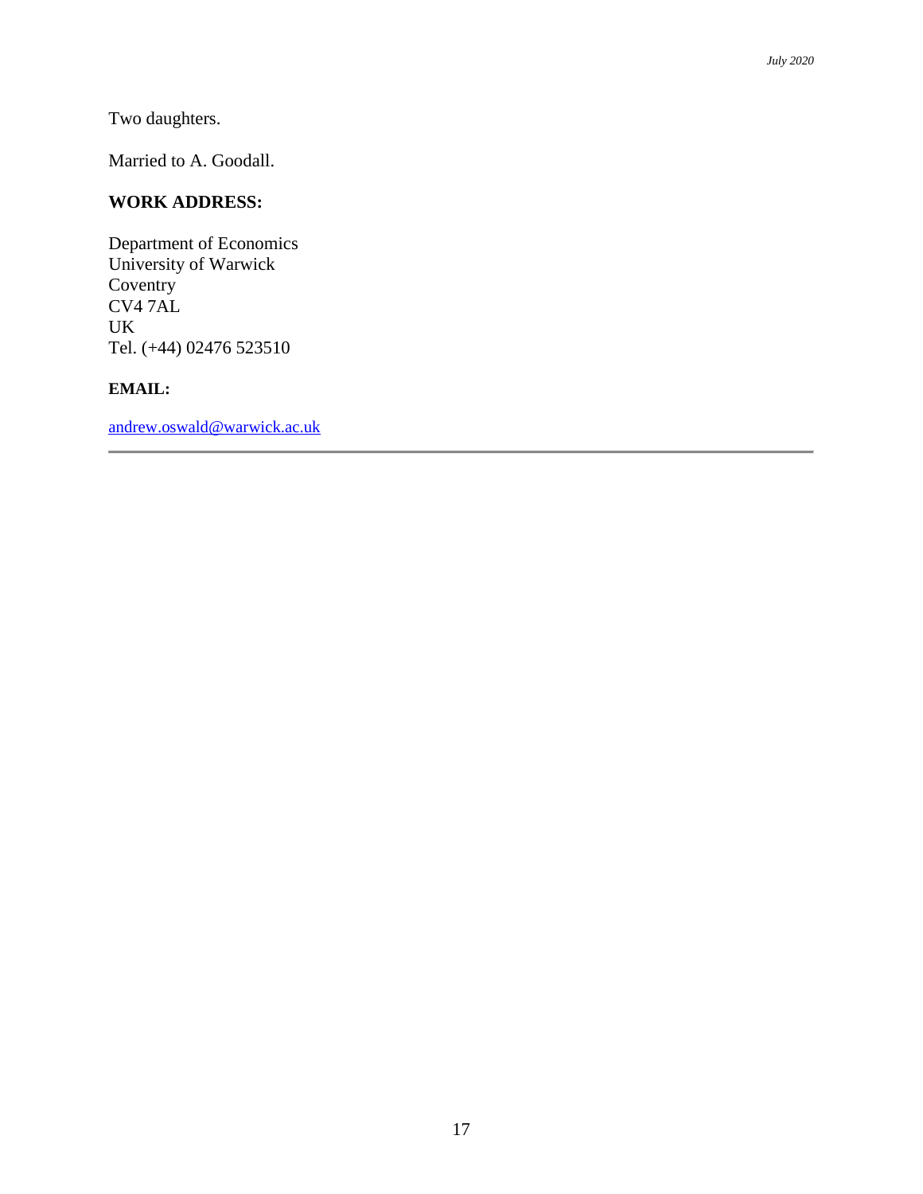Two daughters.

Married to A. Goodall.

**WORK ADDRESS:**

Department of Economics
University of Warwick
Coventry
CV4 7AL
UK
Tel. (+44) 02476 523510

**EMAIL:**

andrew.oswald@warwick.ac.uk

---